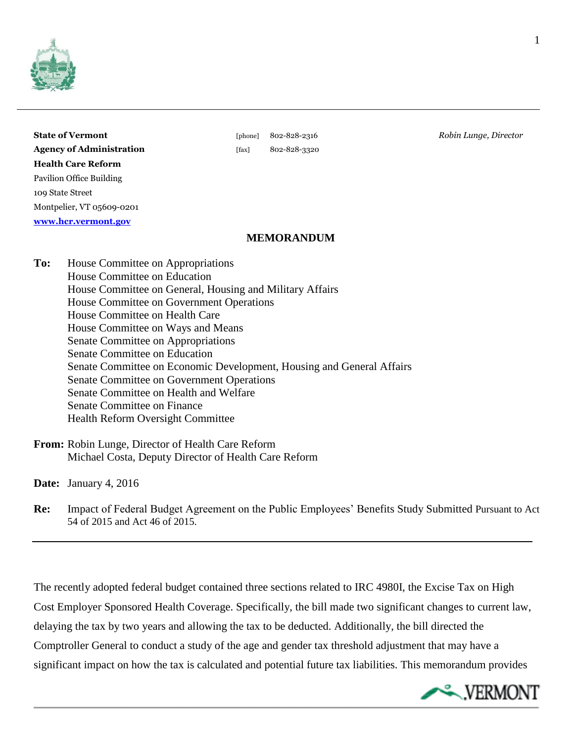**State of Vermont**
**Agency of Administration**
**Health Care Reform**
Pavilion Office Building
109 State Street
Montpelier, VT 05609-0201
**www.hcr.vermont.gov**

[phone] 802-828-2316
[fax] 802-828-3320

*Robin Lunge, Director*

## MEMORANDUM

**To:** House Committee on Appropriations
House Committee on Education
House Committee on General, Housing and Military Affairs
House Committee on Government Operations
House Committee on Health Care
House Committee on Ways and Means
Senate Committee on Appropriations
Senate Committee on Education
Senate Committee on Economic Development, Housing and General Affairs
Senate Committee on Government Operations
Senate Committee on Health and Welfare
Senate Committee on Finance
Health Reform Oversight Committee

**From:** Robin Lunge, Director of Health Care Reform
Michael Costa, Deputy Director of Health Care Reform

**Date:** January 4, 2016

**Re:** Impact of Federal Budget Agreement on the Public Employees' Benefits Study Submitted Pursuant to Act 54 of 2015 and Act 46 of 2015.

---

The recently adopted federal budget contained three sections related to IRC 4980I, the Excise Tax on High Cost Employer Sponsored Health Coverage. Specifically, the bill made two significant changes to current law, delaying the tax by two years and allowing the tax to be deducted. Additionally, the bill directed the Comptroller General to conduct a study of the age and gender tax threshold adjustment that may have a significant impact on how the tax is calculated and potential future tax liabilities. This memorandum provides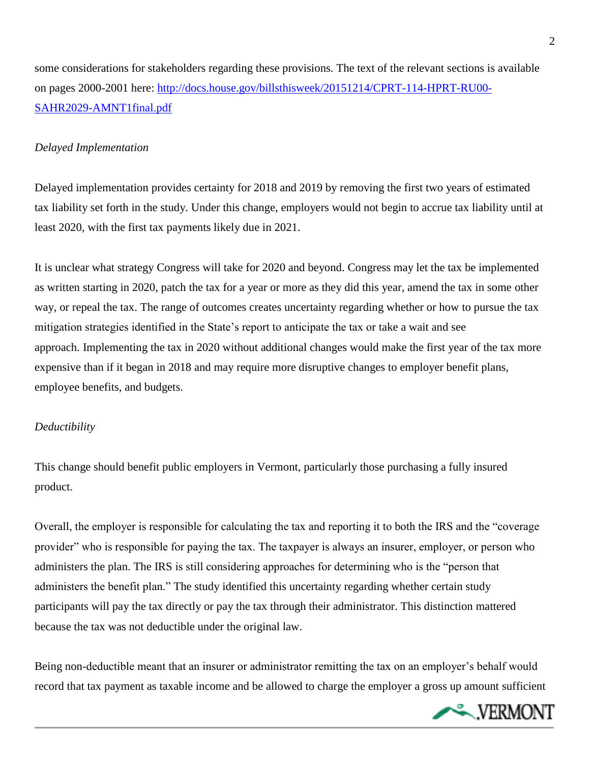some considerations for stakeholders regarding these provisions. The text of the relevant sections is available on pages 2000-2001 here: [http://docs.house.gov/billsthisweek/20151214/CPRT-114-HPRT-RU00-SAHR2029-AMNT1final.pdf](http://docs.house.gov/billsthisweek/20151214/CPRT-114-HPRT-RU00-SAHR2029-AMNT1final.pdf)

*Delayed Implementation*

Delayed implementation provides certainty for 2018 and 2019 by removing the first two years of estimated tax liability set forth in the study. Under this change, employers would not begin to accrue tax liability until at least 2020, with the first tax payments likely due in 2021.

It is unclear what strategy Congress will take for 2020 and beyond. Congress may let the tax be implemented as written starting in 2020, patch the tax for a year or more as they did this year, amend the tax in some other way, or repeal the tax. The range of outcomes creates uncertainty regarding whether or how to pursue the tax mitigation strategies identified in the State's report to anticipate the tax or take a wait and see approach. Implementing the tax in 2020 without additional changes would make the first year of the tax more expensive than if it began in 2018 and may require more disruptive changes to employer benefit plans, employee benefits, and budgets.

*Deductibility*

This change should benefit public employers in Vermont, particularly those purchasing a fully insured product.

Overall, the employer is responsible for calculating the tax and reporting it to both the IRS and the "coverage provider" who is responsible for paying the tax. The taxpayer is always an insurer, employer, or person who administers the plan. The IRS is still considering approaches for determining who is the "person that administers the benefit plan." The study identified this uncertainty regarding whether certain study participants will pay the tax directly or pay the tax through their administrator. This distinction mattered because the tax was not deductible under the original law.

Being non-deductible meant that an insurer or administrator remitting the tax on an employer's behalf would record that tax payment as taxable income and be allowed to charge the employer a gross up amount sufficient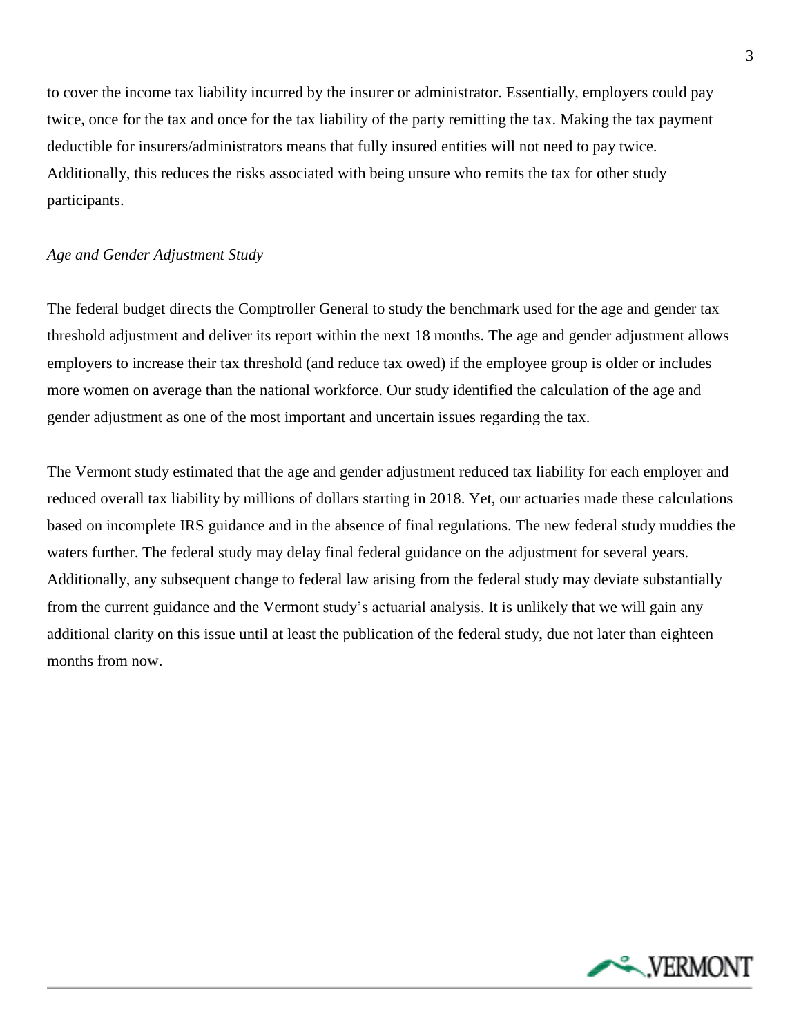to cover the income tax liability incurred by the insurer or administrator. Essentially, employers could pay twice, once for the tax and once for the tax liability of the party remitting the tax. Making the tax payment deductible for insurers/administrators means that fully insured entities will not need to pay twice. Additionally, this reduces the risks associated with being unsure who remits the tax for other study participants.

*Age and Gender Adjustment Study*

The federal budget directs the Comptroller General to study the benchmark used for the age and gender tax threshold adjustment and deliver its report within the next 18 months. The age and gender adjustment allows employers to increase their tax threshold (and reduce tax owed) if the employee group is older or includes more women on average than the national workforce. Our study identified the calculation of the age and gender adjustment as one of the most important and uncertain issues regarding the tax.

The Vermont study estimated that the age and gender adjustment reduced tax liability for each employer and reduced overall tax liability by millions of dollars starting in 2018. Yet, our actuaries made these calculations based on incomplete IRS guidance and in the absence of final regulations. The new federal study muddies the waters further. The federal study may delay final federal guidance on the adjustment for several years. Additionally, any subsequent change to federal law arising from the federal study may deviate substantially from the current guidance and the Vermont study's actuarial analysis. It is unlikely that we will gain any additional clarity on this issue until at least the publication of the federal study, due not later than eighteen months from now.